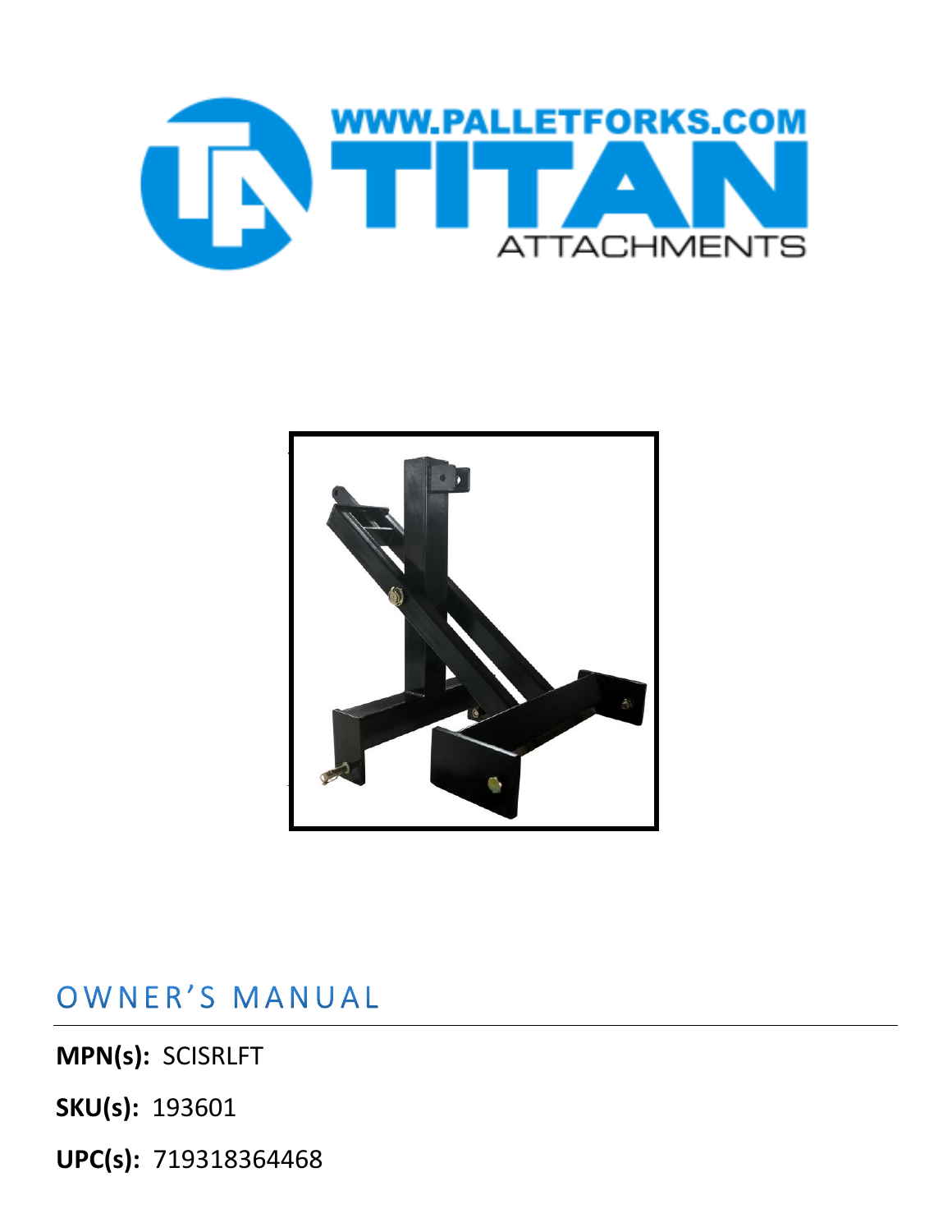WWW.PALLETFORKS.COM

TITAN

ATTACHMENTS

# OWNER'S MANUAL

**MPN(s):** SCISRLFT

**SKU(s):** 193601

**UPC(s):** 719318364468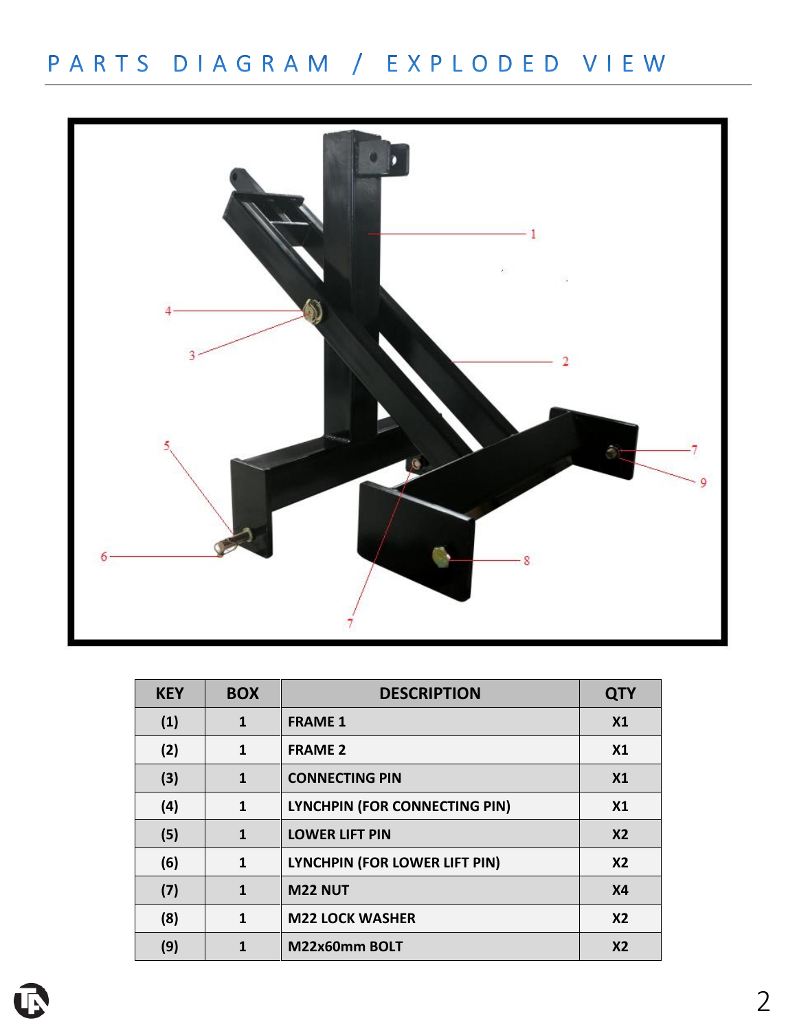# PARTS DIAGRAM / EXPLODED VIEW

| KEY | BOX | DESCRIPTION | QTY |
|---|---|---|---|
| (1) | 1 | FRAME 1 | X1 |
| (2) | 1 | FRAME 2 | X1 |
| (3) | 1 | CONNECTING PIN | X1 |
| (4) | 1 | LYNCHPIN (FOR CONNECTING PIN) | X1 |
| (5) | 1 | LOWER LIFT PIN | X2 |
| (6) | 1 | LYNCHPIN (FOR LOWER LIFT PIN) | X2 |
| (7) | 1 | M22 NUT | X4 |
| (8) | 1 | M22 LOCK WASHER | X2 |
| (9) | 1 | M22x60mm BOLT | X2 |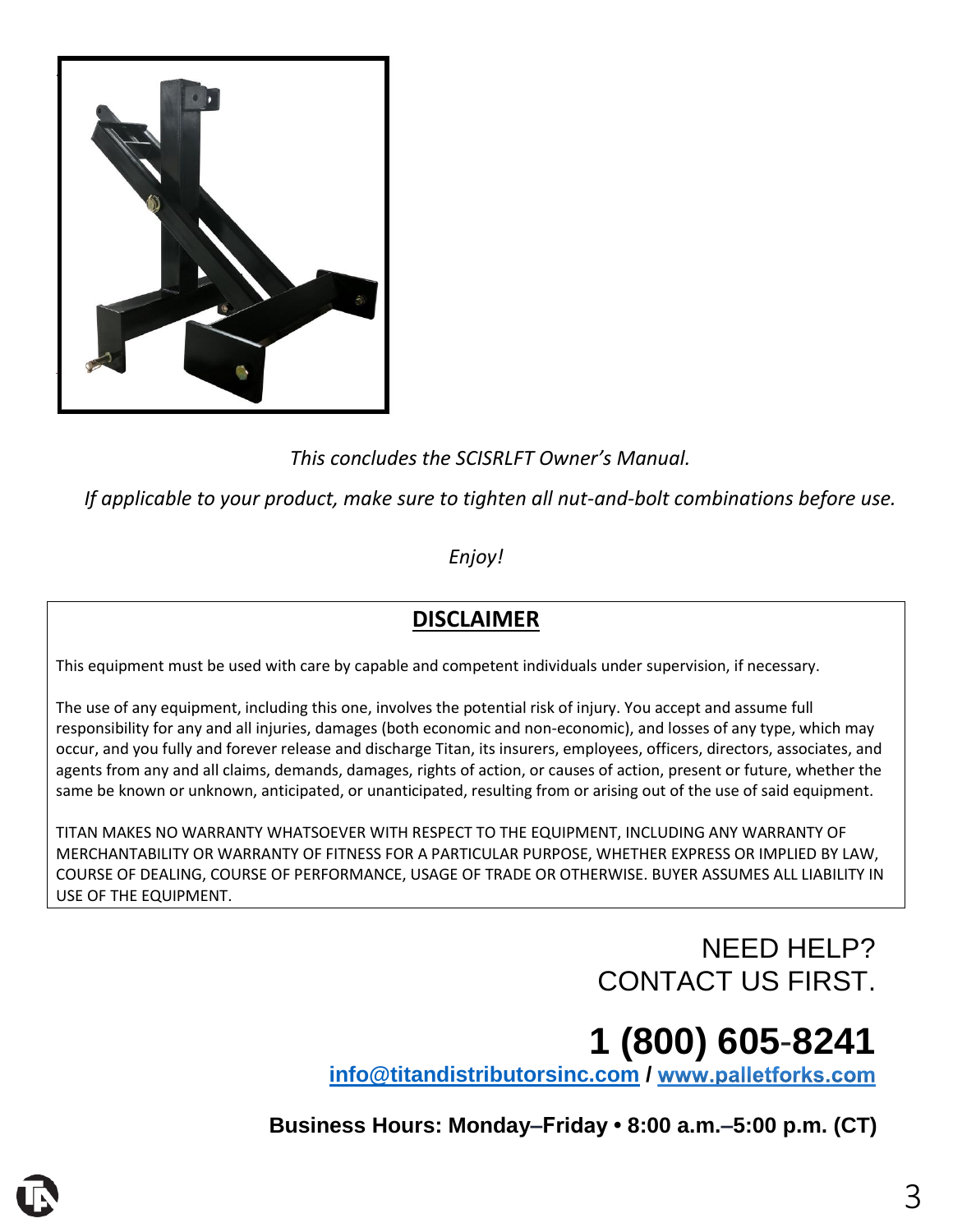*This concludes the SCISRLFT Owner's Manual.*

*If applicable to your product, make sure to tighten all nut-and-bolt combinations before use.*

*Enjoy!*

## DISCLAIMER

This equipment must be used with care by capable and competent individuals under supervision, if necessary.

The use of any equipment, including this one, involves the potential risk of injury. You accept and assume full responsibility for any and all injuries, damages (both economic and non-economic), and losses of any type, which may occur, and you fully and forever release and discharge Titan, its insurers, employees, officers, directors, associates, and agents from any and all claims, demands, damages, rights of action, or causes of action, present or future, whether the same be known or unknown, anticipated, or unanticipated, resulting from or arising out of the use of said equipment.

TITAN MAKES NO WARRANTY WHATSOEVER WITH RESPECT TO THE EQUIPMENT, INCLUDING ANY WARRANTY OF MERCHANTABILITY OR WARRANTY OF FITNESS FOR A PARTICULAR PURPOSE, WHETHER EXPRESS OR IMPLIED BY LAW, COURSE OF DEALING, COURSE OF PERFORMANCE, USAGE OF TRADE OR OTHERWISE. BUYER ASSUMES ALL LIABILITY IN USE OF THE EQUIPMENT.

NEED HELP?
CONTACT US FIRST.

**1 (800) 605-8241**

**info@titandistributorsinc.com / www.palletforks.com**

**Business Hours: Monday–Friday • 8:00 a.m.–5:00 p.m. (CT)**